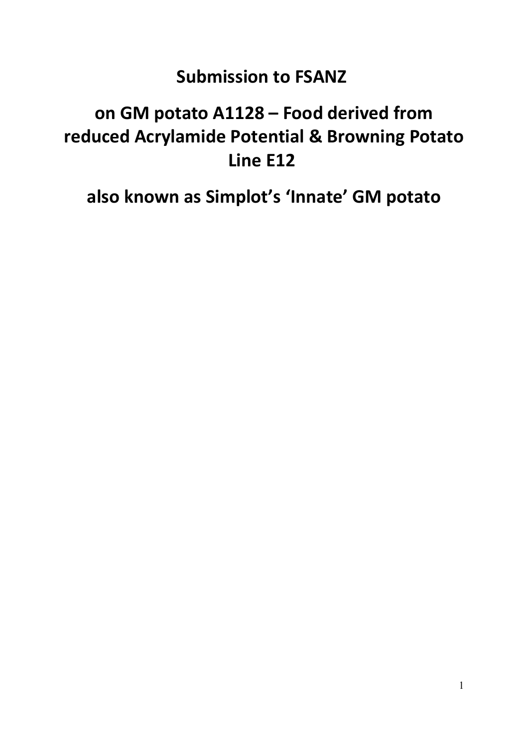# Submission to FSANZ

# on GM potato A1128 – Food derived from reduced Acrylamide Potential & Browning Potato Line E12

# also known as Simplot's 'Innate' GM potato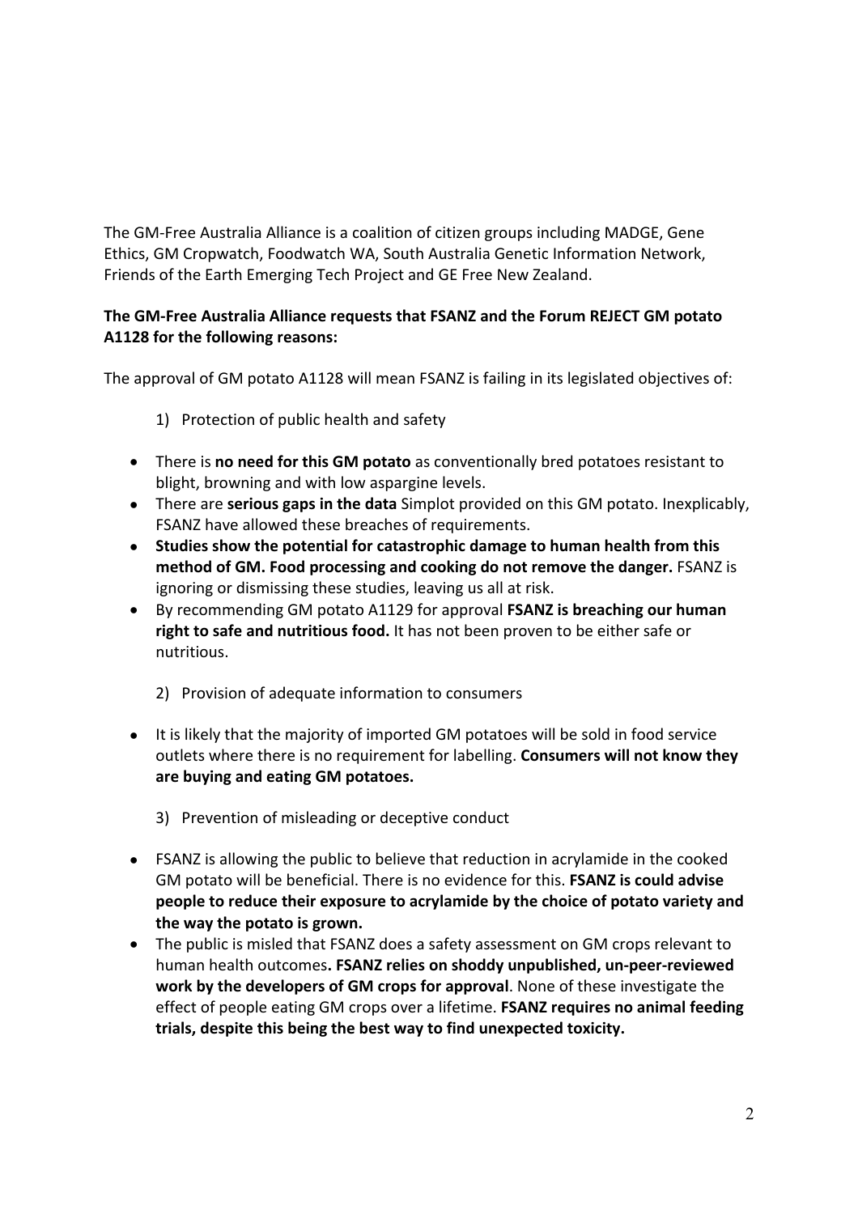The GM-Free Australia Alliance is a coalition of citizen groups including MADGE, Gene Ethics, GM Cropwatch, Foodwatch WA, South Australia Genetic Information Network, Friends of the Earth Emerging Tech Project and GE Free New Zealand.

**The GM-Free Australia Alliance requests that FSANZ and the Forum REJECT GM potato A1128 for the following reasons:**

The approval of GM potato A1128 will mean FSANZ is failing in its legislated objectives of:

1) Protection of public health and safety

- There is **no need for this GM potato** as conventionally bred potatoes resistant to blight, browning and with low aspargine levels.
- There are **serious gaps in the data** Simplot provided on this GM potato. Inexplicably, FSANZ have allowed these breaches of requirements.
- **Studies show the potential for catastrophic damage to human health from this method of GM. Food processing and cooking do not remove the danger.** FSANZ is ignoring or dismissing these studies, leaving us all at risk.
- By recommending GM potato A1129 for approval **FSANZ is breaching our human right to safe and nutritious food.** It has not been proven to be either safe or nutritious.

2) Provision of adequate information to consumers

- It is likely that the majority of imported GM potatoes will be sold in food service outlets where there is no requirement for labelling. **Consumers will not know they are buying and eating GM potatoes.**

3) Prevention of misleading or deceptive conduct

- FSANZ is allowing the public to believe that reduction in acrylamide in the cooked GM potato will be beneficial. There is no evidence for this. **FSANZ is could advise people to reduce their exposure to acrylamide by the choice of potato variety and the way the potato is grown.**
- The public is misled that FSANZ does a safety assessment on GM crops relevant to human health outcomes**. FSANZ relies on shoddy unpublished, un-peer-reviewed work by the developers of GM crops for approval**. None of these investigate the effect of people eating GM crops over a lifetime. **FSANZ requires no animal feeding trials, despite this being the best way to find unexpected toxicity.**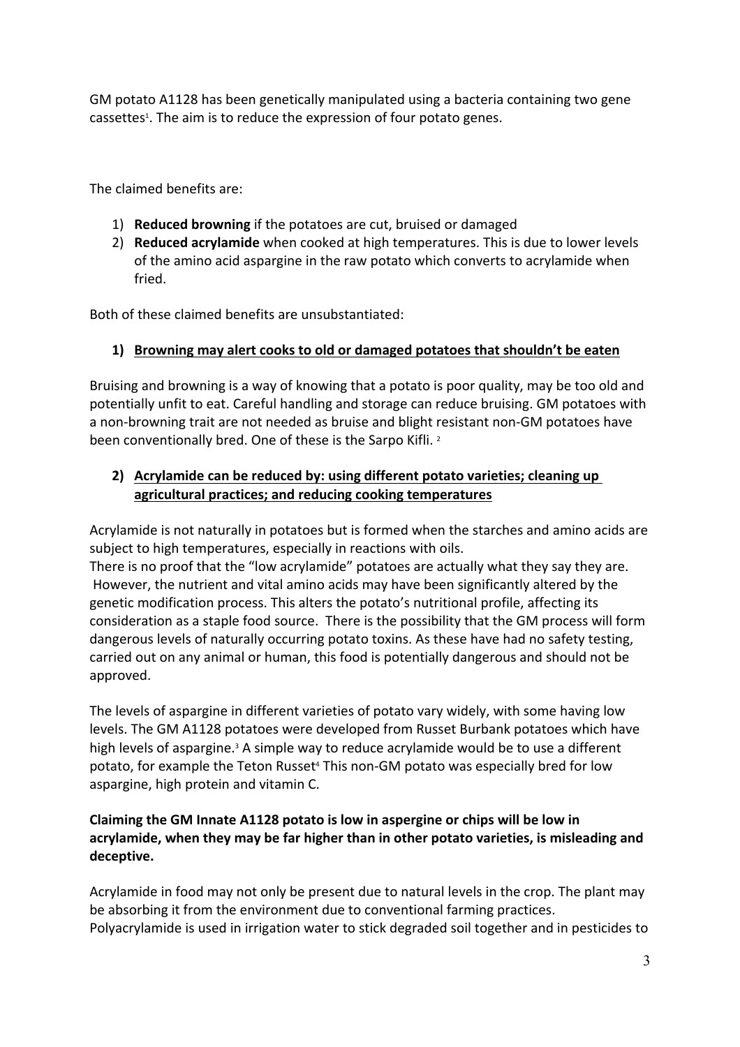GM potato A1128 has been genetically manipulated using a bacteria containing two gene cassettes[1]. The aim is to reduce the expression of four potato genes.

The claimed benefits are:

1) **Reduced browning** if the potatoes are cut, bruised or damaged
2) **Reduced acrylamide** when cooked at high temperatures. This is due to lower levels of the amino acid aspargine in the raw potato which converts to acrylamide when fried.

Both of these claimed benefits are unsubstantiated:

**1) <u>Browning may alert cooks to old or damaged potatoes that shouldn't be eaten</u>**

Bruising and browning is a way of knowing that a potato is poor quality, may be too old and potentially unfit to eat. Careful handling and storage can reduce bruising. GM potatoes with a non-browning trait are not needed as bruise and blight resistant non-GM potatoes have been conventionally bred. One of these is the Sarpo Kifli. [2]

**2) <u>Acrylamide can be reduced by: using different potato varieties; cleaning up agricultural practices; and reducing cooking temperatures</u>**

Acrylamide is not naturally in potatoes but is formed when the starches and amino acids are subject to high temperatures, especially in reactions with oils.
There is no proof that the "low acrylamide" potatoes are actually what they say they are. However, the nutrient and vital amino acids may have been significantly altered by the genetic modification process. This alters the potato's nutritional profile, affecting its consideration as a staple food source. There is the possibility that the GM process will form dangerous levels of naturally occurring potato toxins. As these have had no safety testing, carried out on any animal or human, this food is potentially dangerous and should not be approved.

The levels of aspargine in different varieties of potato vary widely, with some having low levels. The GM A1128 potatoes were developed from Russet Burbank potatoes which have high levels of aspargine.[3] A simple way to reduce acrylamide would be to use a different potato, for example the Teton Russet[4] This non-GM potato was especially bred for low aspargine, high protein and vitamin C.

**Claiming the GM Innate A1128 potato is low in aspergine or chips will be low in acrylamide, when they may be far higher than in other potato varieties, is misleading and deceptive.**

Acrylamide in food may not only be present due to natural levels in the crop. The plant may be absorbing it from the environment due to conventional farming practices.
Polyacrylamide is used in irrigation water to stick degraded soil together and in pesticides to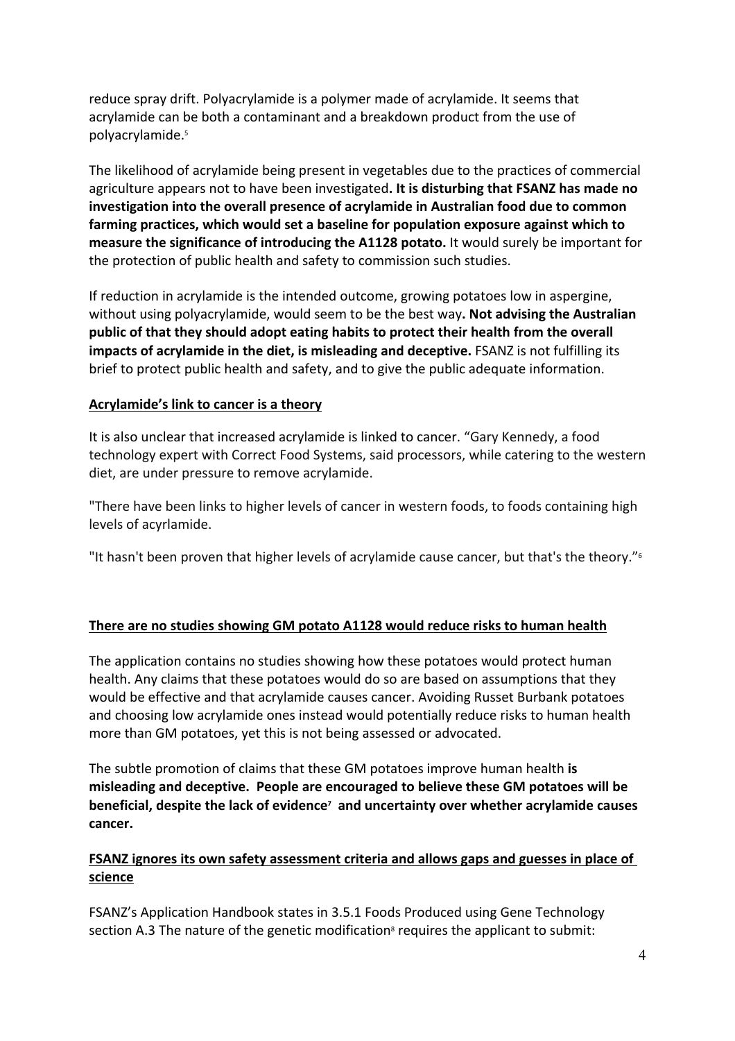reduce spray drift. Polyacrylamide is a polymer made of acrylamide. It seems that acrylamide can be both a contaminant and a breakdown product from the use of polyacrylamide.[5]

The likelihood of acrylamide being present in vegetables due to the practices of commercial agriculture appears not to have been investigated**. It is disturbing that FSANZ has made no investigation into the overall presence of acrylamide in Australian food due to common farming practices, which would set a baseline for population exposure against which to measure the significance of introducing the A1128 potato.** It would surely be important for the protection of public health and safety to commission such studies.

If reduction in acrylamide is the intended outcome, growing potatoes low in aspergine, without using polyacrylamide, would seem to be the best way**. Not advising the Australian public of that they should adopt eating habits to protect their health from the overall impacts of acrylamide in the diet, is misleading and deceptive.** FSANZ is not fulfilling its brief to protect public health and safety, and to give the public adequate information.

## Acrylamide's link to cancer is a theory

It is also unclear that increased acrylamide is linked to cancer. "Gary Kennedy, a food technology expert with Correct Food Systems, said processors, while catering to the western diet, are under pressure to remove acrylamide.

"There have been links to higher levels of cancer in western foods, to foods containing high levels of acyrlamide.

"It hasn't been proven that higher levels of acrylamide cause cancer, but that's the theory."[6]

## There are no studies showing GM potato A1128 would reduce risks to human health

The application contains no studies showing how these potatoes would protect human health. Any claims that these potatoes would do so are based on assumptions that they would be effective and that acrylamide causes cancer. Avoiding Russet Burbank potatoes and choosing low acrylamide ones instead would potentially reduce risks to human health more than GM potatoes, yet this is not being assessed or advocated.

The subtle promotion of claims that these GM potatoes improve human health **is misleading and deceptive. People are encouraged to believe these GM potatoes will be beneficial, despite the lack of evidence[7] and uncertainty over whether acrylamide causes cancer.**

## FSANZ ignores its own safety assessment criteria and allows gaps and guesses in place of science

FSANZ's Application Handbook states in 3.5.1 Foods Produced using Gene Technology section A.3 The nature of the genetic modification[8] requires the applicant to submit: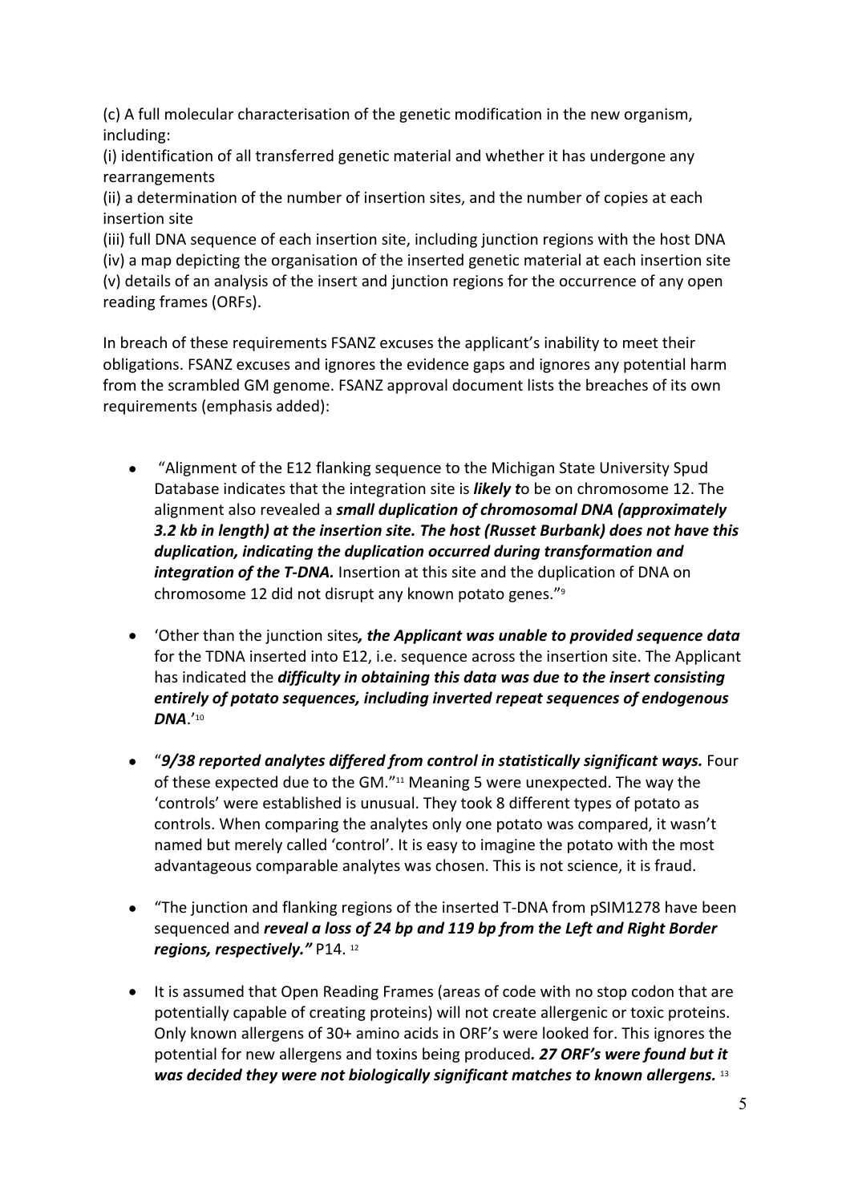(c) A full molecular characterisation of the genetic modification in the new organism, including:
(i) identification of all transferred genetic material and whether it has undergone any rearrangements
(ii) a determination of the number of insertion sites, and the number of copies at each insertion site
(iii) full DNA sequence of each insertion site, including junction regions with the host DNA
(iv) a map depicting the organisation of the inserted genetic material at each insertion site
(v) details of an analysis of the insert and junction regions for the occurrence of any open reading frames (ORFs).

In breach of these requirements FSANZ excuses the applicant's inability to meet their obligations. FSANZ excuses and ignores the evidence gaps and ignores any potential harm from the scrambled GM genome. FSANZ approval document lists the breaches of its own requirements (emphasis added):

- "Alignment of the E12 flanking sequence to the Michigan State University Spud Database indicates that the integration site is ***likely t***o be on chromosome 12. The alignment also revealed a ***small duplication of chromosomal DNA (approximately 3.2 kb in length) at the insertion site. The host (Russet Burbank) does not have this duplication, indicating the duplication occurred during transformation and integration of the T-DNA.*** Insertion at this site and the duplication of DNA on chromosome 12 did not disrupt any known potato genes."[9]

- 'Other than the junction sites***, the Applicant was unable to provided sequence data*** for the TDNA inserted into E12, i.e. sequence across the insertion site. The Applicant has indicated the ***difficulty in obtaining this data was due to the insert consisting entirely of potato sequences, including inverted repeat sequences of endogenous DNA***.'[10]

- "***9/38 reported analytes differed from control in statistically significant ways.*** Four of these expected due to the GM."[11] Meaning 5 were unexpected. The way the 'controls' were established is unusual. They took 8 different types of potato as controls. When comparing the analytes only one potato was compared, it wasn't named but merely called 'control'. It is easy to imagine the potato with the most advantageous comparable analytes was chosen. This is not science, it is fraud.

- "The junction and flanking regions of the inserted T-DNA from pSIM1278 have been sequenced and ***reveal a loss of 24 bp and 119 bp from the Left and Right Border regions, respectively."*** P14. [12]

- It is assumed that Open Reading Frames (areas of code with no stop codon that are potentially capable of creating proteins) will not create allergenic or toxic proteins. Only known allergens of 30+ amino acids in ORF's were looked for. This ignores the potential for new allergens and toxins being produced***. 27 ORF's were found but it was decided they were not biologically significant matches to known allergens.*** [13]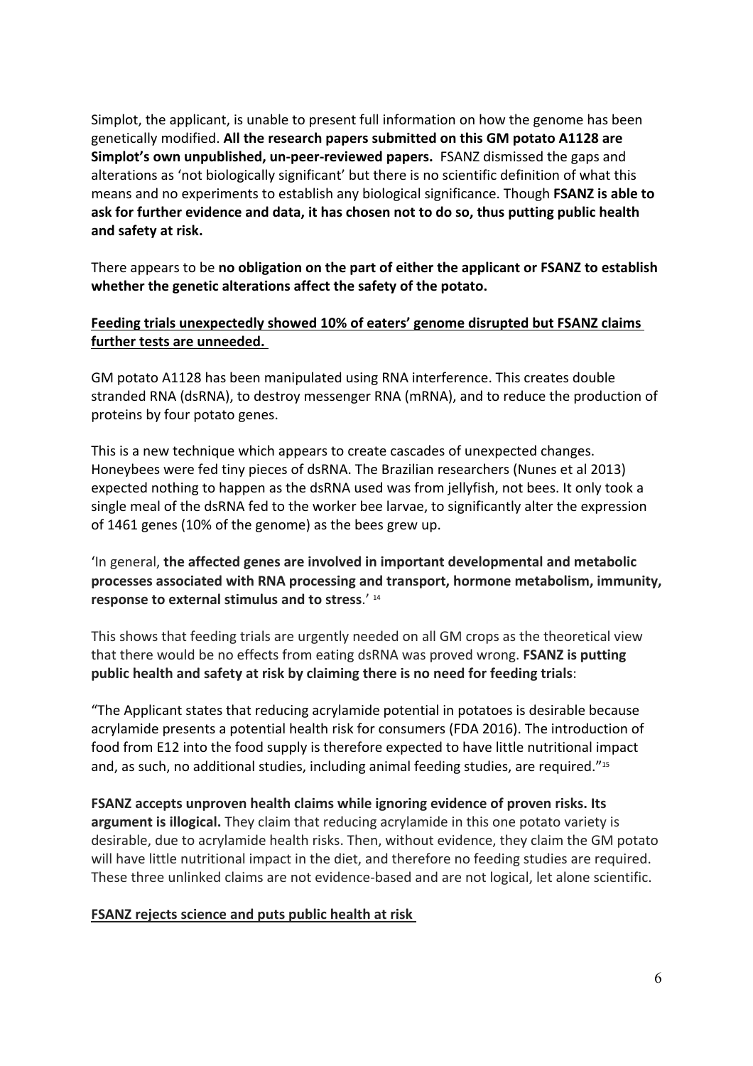Simplot, the applicant, is unable to present full information on how the genome has been genetically modified. **All the research papers submitted on this GM potato A1128 are Simplot's own unpublished, un-peer-reviewed papers.** FSANZ dismissed the gaps and alterations as 'not biologically significant' but there is no scientific definition of what this means and no experiments to establish any biological significance. Though **FSANZ is able to ask for further evidence and data, it has chosen not to do so, thus putting public health and safety at risk.**

There appears to be **no obligation on the part of either the applicant or FSANZ to establish whether the genetic alterations affect the safety of the potato.**

**Feeding trials unexpectedly showed 10% of eaters' genome disrupted but FSANZ claims further tests are unneeded.**

GM potato A1128 has been manipulated using RNA interference. This creates double stranded RNA (dsRNA), to destroy messenger RNA (mRNA), and to reduce the production of proteins by four potato genes.

This is a new technique which appears to create cascades of unexpected changes. Honeybees were fed tiny pieces of dsRNA. The Brazilian researchers (Nunes et al 2013) expected nothing to happen as the dsRNA used was from jellyfish, not bees. It only took a single meal of the dsRNA fed to the worker bee larvae, to significantly alter the expression of 1461 genes (10% of the genome) as the bees grew up.

'In general, **the affected genes are involved in important developmental and metabolic processes associated with RNA processing and transport, hormone metabolism, immunity, response to external stimulus and to stress**.' [14]

This shows that feeding trials are urgently needed on all GM crops as the theoretical view that there would be no effects from eating dsRNA was proved wrong. **FSANZ is putting public health and safety at risk by claiming there is no need for feeding trials**:

"The Applicant states that reducing acrylamide potential in potatoes is desirable because acrylamide presents a potential health risk for consumers (FDA 2016). The introduction of food from E12 into the food supply is therefore expected to have little nutritional impact and, as such, no additional studies, including animal feeding studies, are required."[15]

**FSANZ accepts unproven health claims while ignoring evidence of proven risks. Its argument is illogical.** They claim that reducing acrylamide in this one potato variety is desirable, due to acrylamide health risks. Then, without evidence, they claim the GM potato will have little nutritional impact in the diet, and therefore no feeding studies are required. These three unlinked claims are not evidence-based and are not logical, let alone scientific.

**FSANZ rejects science and puts public health at risk**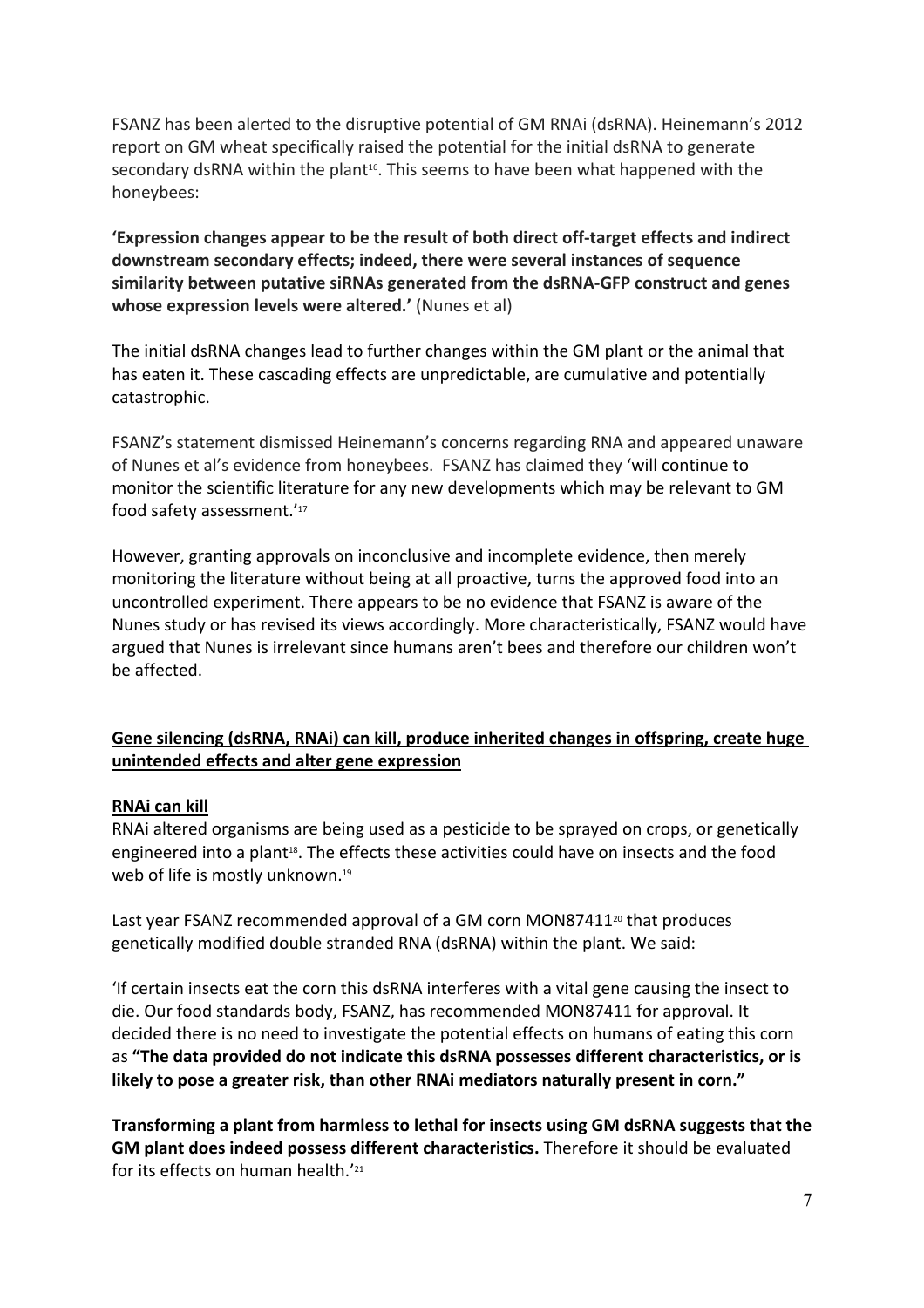FSANZ has been alerted to the disruptive potential of GM RNAi (dsRNA). Heinemann's 2012 report on GM wheat specifically raised the potential for the initial dsRNA to generate secondary dsRNA within the plant[16]. This seems to have been what happened with the honeybees:

**'Expression changes appear to be the result of both direct off-target effects and indirect downstream secondary effects; indeed, there were several instances of sequence similarity between putative siRNAs generated from the dsRNA-GFP construct and genes whose expression levels were altered.'** (Nunes et al)

The initial dsRNA changes lead to further changes within the GM plant or the animal that has eaten it. These cascading effects are unpredictable, are cumulative and potentially catastrophic.

FSANZ's statement dismissed Heinemann's concerns regarding RNA and appeared unaware of Nunes et al's evidence from honeybees. FSANZ has claimed they 'will continue to monitor the scientific literature for any new developments which may be relevant to GM food safety assessment.'[17]

However, granting approvals on inconclusive and incomplete evidence, then merely monitoring the literature without being at all proactive, turns the approved food into an uncontrolled experiment. There appears to be no evidence that FSANZ is aware of the Nunes study or has revised its views accordingly. More characteristically, FSANZ would have argued that Nunes is irrelevant since humans aren't bees and therefore our children won't be affected.

## Gene silencing (dsRNA, RNAi) can kill, produce inherited changes in offspring, create huge unintended effects and alter gene expression

### RNAi can kill

RNAi altered organisms are being used as a pesticide to be sprayed on crops, or genetically engineered into a plant[18]. The effects these activities could have on insects and the food web of life is mostly unknown.[19]

Last year FSANZ recommended approval of a GM corn MON87411[20] that produces genetically modified double stranded RNA (dsRNA) within the plant. We said:

'If certain insects eat the corn this dsRNA interferes with a vital gene causing the insect to die. Our food standards body, FSANZ, has recommended MON87411 for approval. It decided there is no need to investigate the potential effects on humans of eating this corn as **"The data provided do not indicate this dsRNA possesses different characteristics, or is likely to pose a greater risk, than other RNAi mediators naturally present in corn."**

**Transforming a plant from harmless to lethal for insects using GM dsRNA suggests that the GM plant does indeed possess different characteristics.** Therefore it should be evaluated for its effects on human health.'[21]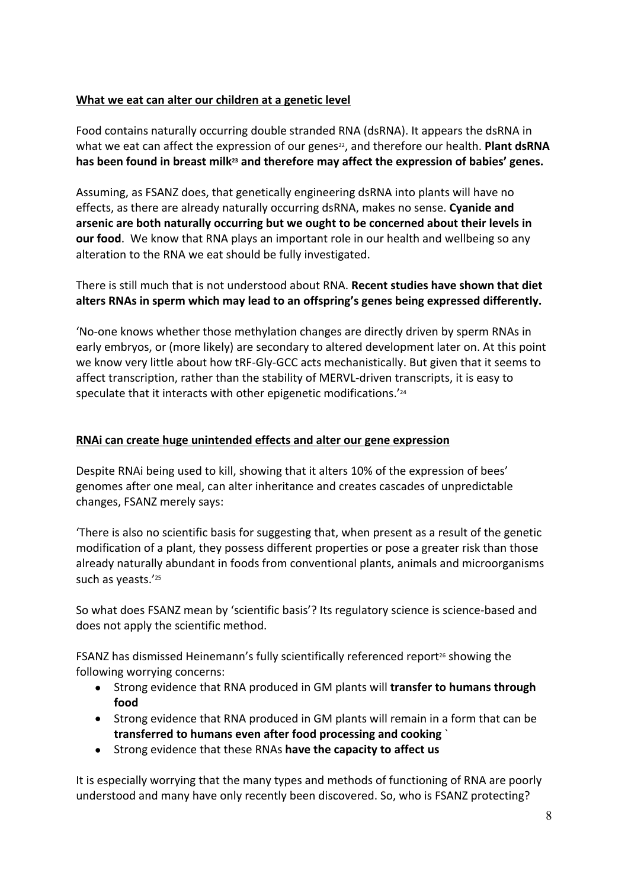**What we eat can alter our children at a genetic level**

Food contains naturally occurring double stranded RNA (dsRNA). It appears the dsRNA in what we eat can affect the expression of our genes[22], and therefore our health. **Plant dsRNA has been found in breast milk[23] and therefore may affect the expression of babies' genes.**

Assuming, as FSANZ does, that genetically engineering dsRNA into plants will have no effects, as there are already naturally occurring dsRNA, makes no sense. **Cyanide and arsenic are both naturally occurring but we ought to be concerned about their levels in our food**. We know that RNA plays an important role in our health and wellbeing so any alteration to the RNA we eat should be fully investigated.

There is still much that is not understood about RNA. **Recent studies have shown that diet alters RNAs in sperm which may lead to an offspring's genes being expressed differently.**

'No-one knows whether those methylation changes are directly driven by sperm RNAs in early embryos, or (more likely) are secondary to altered development later on. At this point we know very little about how tRF-Gly-GCC acts mechanistically. But given that it seems to affect transcription, rather than the stability of MERVL-driven transcripts, it is easy to speculate that it interacts with other epigenetic modifications.'[24]

**RNAi can create huge unintended effects and alter our gene expression**

Despite RNAi being used to kill, showing that it alters 10% of the expression of bees' genomes after one meal, can alter inheritance and creates cascades of unpredictable changes, FSANZ merely says:

'There is also no scientific basis for suggesting that, when present as a result of the genetic modification of a plant, they possess different properties or pose a greater risk than those already naturally abundant in foods from conventional plants, animals and microorganisms such as yeasts.'[25]

So what does FSANZ mean by 'scientific basis'? Its regulatory science is science-based and does not apply the scientific method.

FSANZ has dismissed Heinemann's fully scientifically referenced report[26] showing the following worrying concerns:

- Strong evidence that RNA produced in GM plants will **transfer to humans through food**
- Strong evidence that RNA produced in GM plants will remain in a form that can be **transferred to humans even after food processing and cooking** `
- Strong evidence that these RNAs **have the capacity to affect us**

It is especially worrying that the many types and methods of functioning of RNA are poorly understood and many have only recently been discovered. So, who is FSANZ protecting?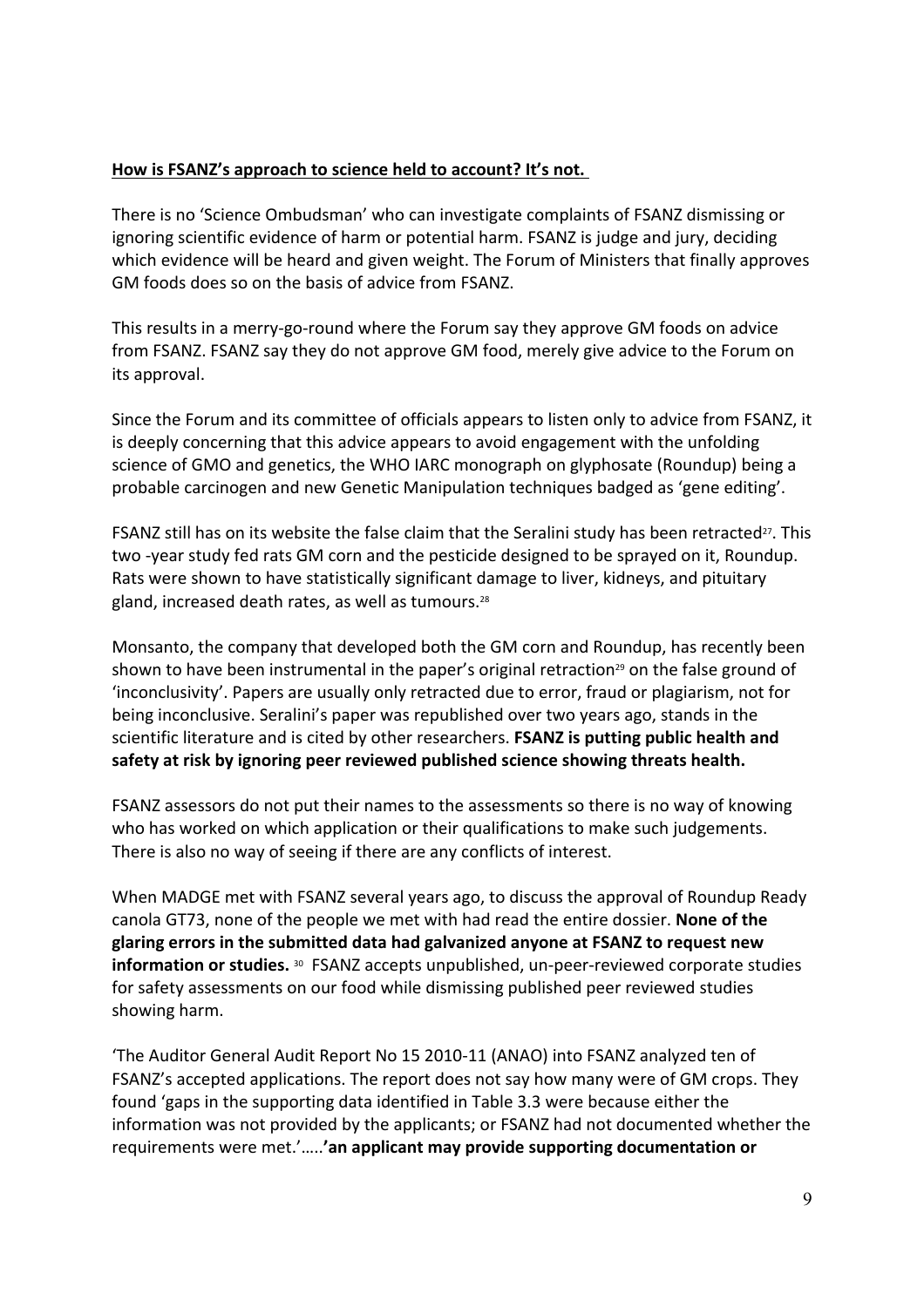**How is FSANZ's approach to science held to account? It's not.**

There is no 'Science Ombudsman' who can investigate complaints of FSANZ dismissing or ignoring scientific evidence of harm or potential harm. FSANZ is judge and jury, deciding which evidence will be heard and given weight. The Forum of Ministers that finally approves GM foods does so on the basis of advice from FSANZ.

This results in a merry-go-round where the Forum say they approve GM foods on advice from FSANZ. FSANZ say they do not approve GM food, merely give advice to the Forum on its approval.

Since the Forum and its committee of officials appears to listen only to advice from FSANZ, it is deeply concerning that this advice appears to avoid engagement with the unfolding science of GMO and genetics, the WHO IARC monograph on glyphosate (Roundup) being a probable carcinogen and new Genetic Manipulation techniques badged as 'gene editing'.

FSANZ still has on its website the false claim that the Seralini study has been retracted[27]. This two -year study fed rats GM corn and the pesticide designed to be sprayed on it, Roundup. Rats were shown to have statistically significant damage to liver, kidneys, and pituitary gland, increased death rates, as well as tumours.[28]

Monsanto, the company that developed both the GM corn and Roundup, has recently been shown to have been instrumental in the paper's original retraction[29] on the false ground of 'inconclusivity'. Papers are usually only retracted due to error, fraud or plagiarism, not for being inconclusive. Seralini's paper was republished over two years ago, stands in the scientific literature and is cited by other researchers. **FSANZ is putting public health and safety at risk by ignoring peer reviewed published science showing threats health.**

FSANZ assessors do not put their names to the assessments so there is no way of knowing who has worked on which application or their qualifications to make such judgements. There is also no way of seeing if there are any conflicts of interest.

When MADGE met with FSANZ several years ago, to discuss the approval of Roundup Ready canola GT73, none of the people we met with had read the entire dossier. **None of the glaring errors in the submitted data had galvanized anyone at FSANZ to request new information or studies.** [30] FSANZ accepts unpublished, un-peer-reviewed corporate studies for safety assessments on our food while dismissing published peer reviewed studies showing harm.

'The Auditor General Audit Report No 15 2010-11 (ANAO) into FSANZ analyzed ten of FSANZ's accepted applications. The report does not say how many were of GM crops. They found 'gaps in the supporting data identified in Table 3.3 were because either the information was not provided by the applicants; or FSANZ had not documented whether the requirements were met.'…..**'an applicant may provide supporting documentation or**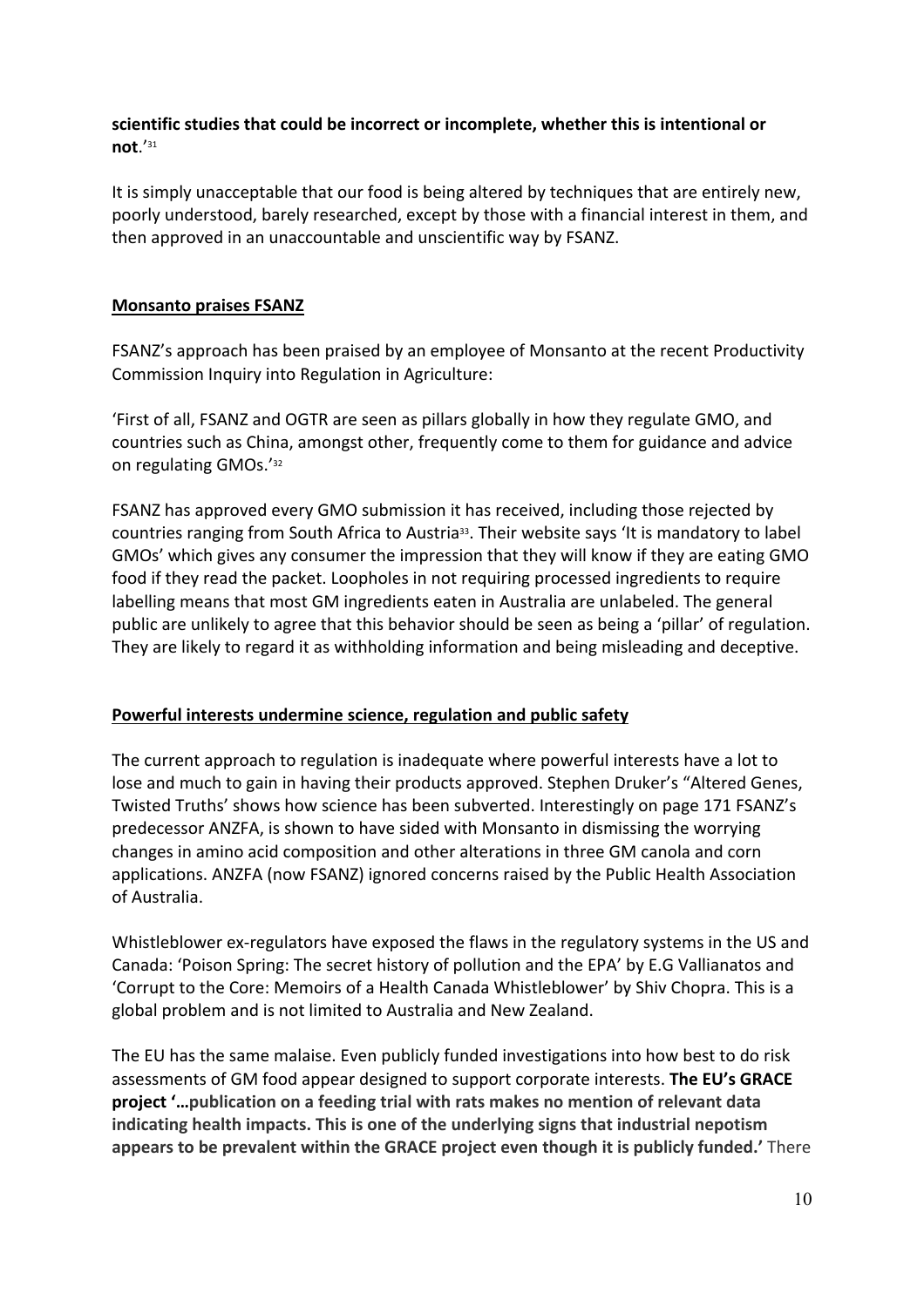**scientific studies that could be incorrect or incomplete, whether this is intentional or not**.'[31]

It is simply unacceptable that our food is being altered by techniques that are entirely new, poorly understood, barely researched, except by those with a financial interest in them, and then approved in an unaccountable and unscientific way by FSANZ.

## Monsanto praises FSANZ

FSANZ's approach has been praised by an employee of Monsanto at the recent Productivity Commission Inquiry into Regulation in Agriculture:

'First of all, FSANZ and OGTR are seen as pillars globally in how they regulate GMO, and countries such as China, amongst other, frequently come to them for guidance and advice on regulating GMOs.'[32]

FSANZ has approved every GMO submission it has received, including those rejected by countries ranging from South Africa to Austria[33]. Their website says 'It is mandatory to label GMOs' which gives any consumer the impression that they will know if they are eating GMO food if they read the packet. Loopholes in not requiring processed ingredients to require labelling means that most GM ingredients eaten in Australia are unlabeled. The general public are unlikely to agree that this behavior should be seen as being a 'pillar' of regulation. They are likely to regard it as withholding information and being misleading and deceptive.

## Powerful interests undermine science, regulation and public safety

The current approach to regulation is inadequate where powerful interests have a lot to lose and much to gain in having their products approved. Stephen Druker's "Altered Genes, Twisted Truths' shows how science has been subverted. Interestingly on page 171 FSANZ's predecessor ANZFA, is shown to have sided with Monsanto in dismissing the worrying changes in amino acid composition and other alterations in three GM canola and corn applications. ANZFA (now FSANZ) ignored concerns raised by the Public Health Association of Australia.

Whistleblower ex-regulators have exposed the flaws in the regulatory systems in the US and Canada: 'Poison Spring: The secret history of pollution and the EPA' by E.G Vallianatos and 'Corrupt to the Core: Memoirs of a Health Canada Whistleblower' by Shiv Chopra. This is a global problem and is not limited to Australia and New Zealand.

The EU has the same malaise. Even publicly funded investigations into how best to do risk assessments of GM food appear designed to support corporate interests. **The EU's GRACE project '…publication on a feeding trial with rats makes no mention of relevant data indicating health impacts. This is one of the underlying signs that industrial nepotism appears to be prevalent within the GRACE project even though it is publicly funded.'** There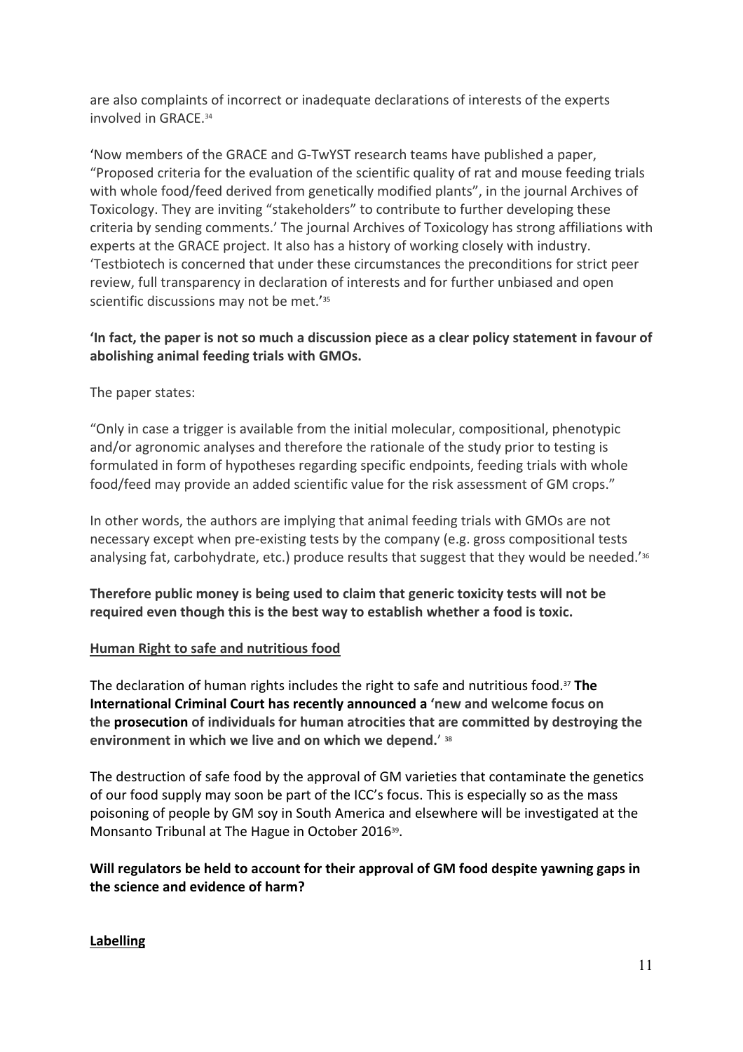are also complaints of incorrect or inadequate declarations of interests of the experts involved in GRACE.[34]

'Now members of the GRACE and G-TwYST research teams have published a paper, "Proposed criteria for the evaluation of the scientific quality of rat and mouse feeding trials with whole food/feed derived from genetically modified plants", in the journal Archives of Toxicology. They are inviting "stakeholders" to contribute to further developing these criteria by sending comments.' The journal Archives of Toxicology has strong affiliations with experts at the GRACE project. It also has a history of working closely with industry. 'Testbiotech is concerned that under these circumstances the preconditions for strict peer review, full transparency in declaration of interests and for further unbiased and open scientific discussions may not be met.'[35]

**'In fact, the paper is not so much a discussion piece as a clear policy statement in favour of abolishing animal feeding trials with GMOs.**

The paper states:

"Only in case a trigger is available from the initial molecular, compositional, phenotypic and/or agronomic analyses and therefore the rationale of the study prior to testing is formulated in form of hypotheses regarding specific endpoints, feeding trials with whole food/feed may provide an added scientific value for the risk assessment of GM crops."

In other words, the authors are implying that animal feeding trials with GMOs are not necessary except when pre-existing tests by the company (e.g. gross compositional tests analysing fat, carbohydrate, etc.) produce results that suggest that they would be needed.'[36]

**Therefore public money is being used to claim that generic toxicity tests will not be required even though this is the best way to establish whether a food is toxic.**

<u>Human Right to safe and nutritious food</u>

The declaration of human rights includes the right to safe and nutritious food.[37] **The International Criminal Court has recently announced a 'new and welcome focus on the prosecution of individuals for human atrocities that are committed by destroying the environment in which we live and on which we depend.'** [38]

The destruction of safe food by the approval of GM varieties that contaminate the genetics of our food supply may soon be part of the ICC's focus. This is especially so as the mass poisoning of people by GM soy in South America and elsewhere will be investigated at the Monsanto Tribunal at The Hague in October 2016[39].

**Will regulators be held to account for their approval of GM food despite yawning gaps in the science and evidence of harm?**

**<u>Labelling</u>**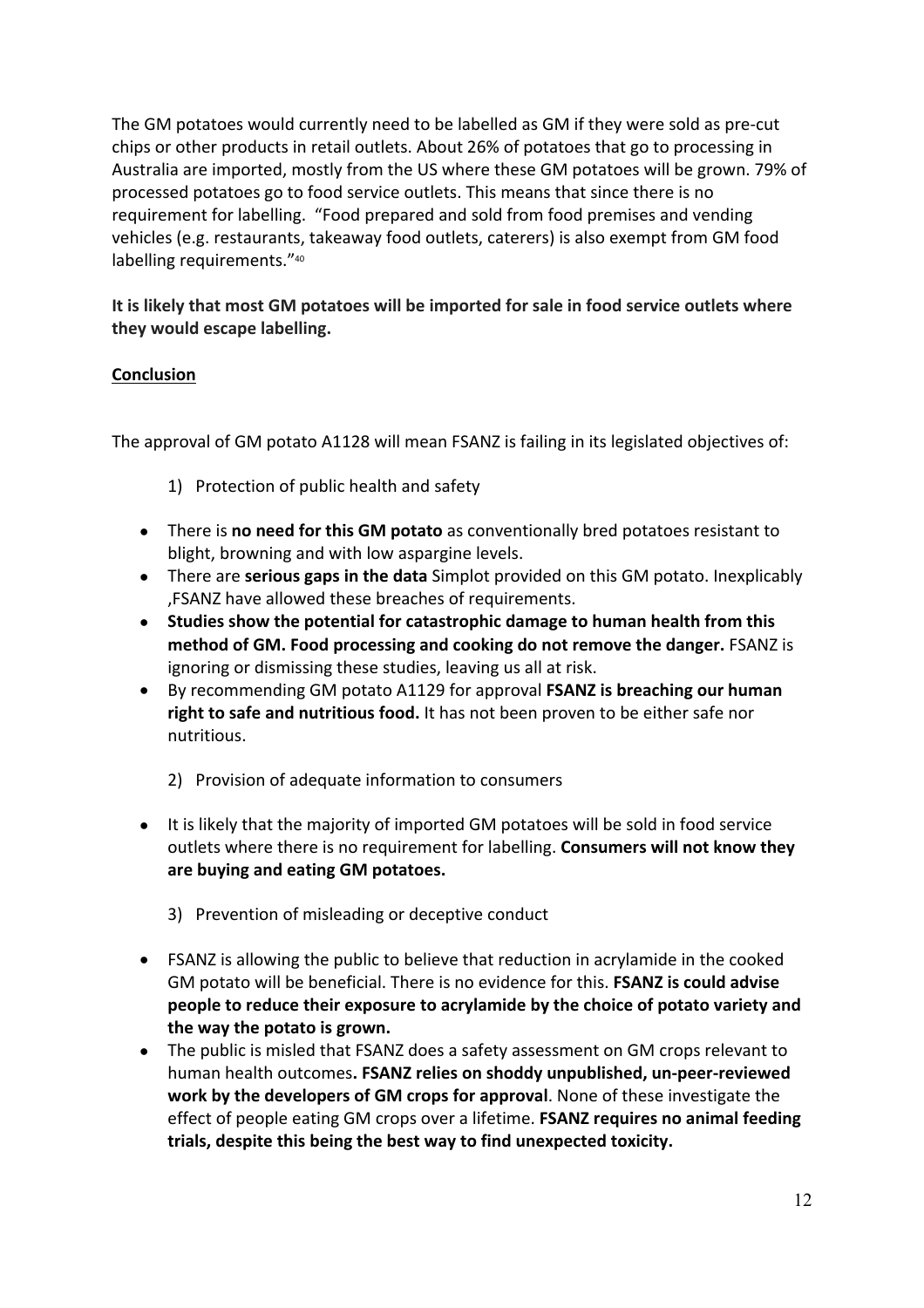The GM potatoes would currently need to be labelled as GM if they were sold as pre-cut chips or other products in retail outlets. About 26% of potatoes that go to processing in Australia are imported, mostly from the US where these GM potatoes will be grown. 79% of processed potatoes go to food service outlets. This means that since there is no requirement for labelling. "Food prepared and sold from food premises and vending vehicles (e.g. restaurants, takeaway food outlets, caterers) is also exempt from GM food labelling requirements."[40]

**It is likely that most GM potatoes will be imported for sale in food service outlets where they would escape labelling.**

**Conclusion**

The approval of GM potato A1128 will mean FSANZ is failing in its legislated objectives of:

1) Protection of public health and safety

- There is **no need for this GM potato** as conventionally bred potatoes resistant to blight, browning and with low aspargine levels.
- There are **serious gaps in the data** Simplot provided on this GM potato. Inexplicably ,FSANZ have allowed these breaches of requirements.
- **Studies show the potential for catastrophic damage to human health from this method of GM. Food processing and cooking do not remove the danger.** FSANZ is ignoring or dismissing these studies, leaving us all at risk.
- By recommending GM potato A1129 for approval **FSANZ is breaching our human right to safe and nutritious food.** It has not been proven to be either safe nor nutritious.

2) Provision of adequate information to consumers

- It is likely that the majority of imported GM potatoes will be sold in food service outlets where there is no requirement for labelling. **Consumers will not know they are buying and eating GM potatoes.**

3) Prevention of misleading or deceptive conduct

- FSANZ is allowing the public to believe that reduction in acrylamide in the cooked GM potato will be beneficial. There is no evidence for this. **FSANZ is could advise people to reduce their exposure to acrylamide by the choice of potato variety and the way the potato is grown.**
- The public is misled that FSANZ does a safety assessment on GM crops relevant to human health outcomes**. FSANZ relies on shoddy unpublished, un-peer-reviewed work by the developers of GM crops for approval**. None of these investigate the effect of people eating GM crops over a lifetime. **FSANZ requires no animal feeding trials, despite this being the best way to find unexpected toxicity.**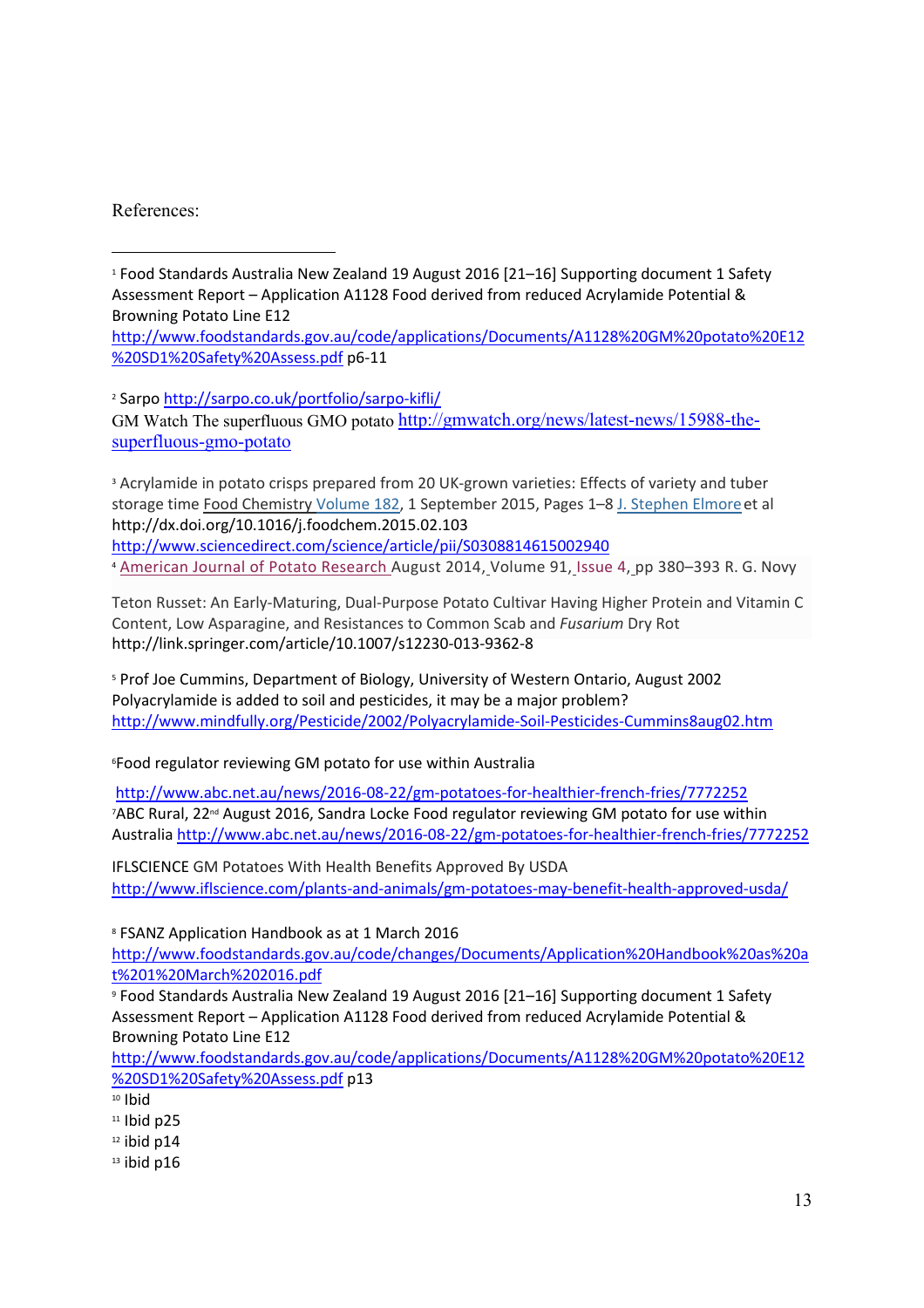References:

[1] Food Standards Australia New Zealand 19 August 2016 [21–16] Supporting document 1 Safety Assessment Report – Application A1128 Food derived from reduced Acrylamide Potential & Browning Potato Line E12 http://www.foodstandards.gov.au/code/applications/Documents/A1128%20GM%20potato%20E12%20SD1%20Safety%20Assess.pdf p6-11

[2] Sarpo http://sarpo.co.uk/portfolio/sarpo-kifli/
GM Watch The superfluous GMO potato http://gmwatch.org/news/latest-news/15988-the-superfluous-gmo-potato

[3] Acrylamide in potato crisps prepared from 20 UK-grown varieties: Effects of variety and tuber storage time Food Chemistry Volume 182, 1 September 2015, Pages 1–8 J. Stephen Elmore et al http://dx.doi.org/10.1016/j.foodchem.2015.02.103
http://www.sciencedirect.com/science/article/pii/S0308814615002940

[4] American Journal of Potato Research August 2014, Volume 91, Issue 4, pp 380–393 R. G. Novy

Teton Russet: An Early-Maturing, Dual-Purpose Potato Cultivar Having Higher Protein and Vitamin C Content, Low Asparagine, and Resistances to Common Scab and *Fusarium* Dry Rot http://link.springer.com/article/10.1007/s12230-013-9362-8

[5] Prof Joe Cummins, Department of Biology, University of Western Ontario, August 2002 Polyacrylamide is added to soil and pesticides, it may be a major problem? http://www.mindfully.org/Pesticide/2002/Polyacrylamide-Soil-Pesticides-Cummins8aug02.htm

[6] Food regulator reviewing GM potato for use within Australia

http://www.abc.net.au/news/2016-08-22/gm-potatoes-for-healthier-french-fries/7772252

[7] ABC Rural, 22nd August 2016, Sandra Locke Food regulator reviewing GM potato for use within Australia http://www.abc.net.au/news/2016-08-22/gm-potatoes-for-healthier-french-fries/7772252

IFLSCIENCE GM Potatoes With Health Benefits Approved By USDA http://www.iflscience.com/plants-and-animals/gm-potatoes-may-benefit-health-approved-usda/

[8] FSANZ Application Handbook as at 1 March 2016 http://www.foodstandards.gov.au/code/changes/Documents/Application%20Handbook%20as%20at%201%20March%202016.pdf

[9] Food Standards Australia New Zealand 19 August 2016 [21–16] Supporting document 1 Safety Assessment Report – Application A1128 Food derived from reduced Acrylamide Potential & Browning Potato Line E12 http://www.foodstandards.gov.au/code/applications/Documents/A1128%20GM%20potato%20E12%20SD1%20Safety%20Assess.pdf p13

[10] Ibid

[11] Ibid p25

[12] ibid p14

[13] ibid p16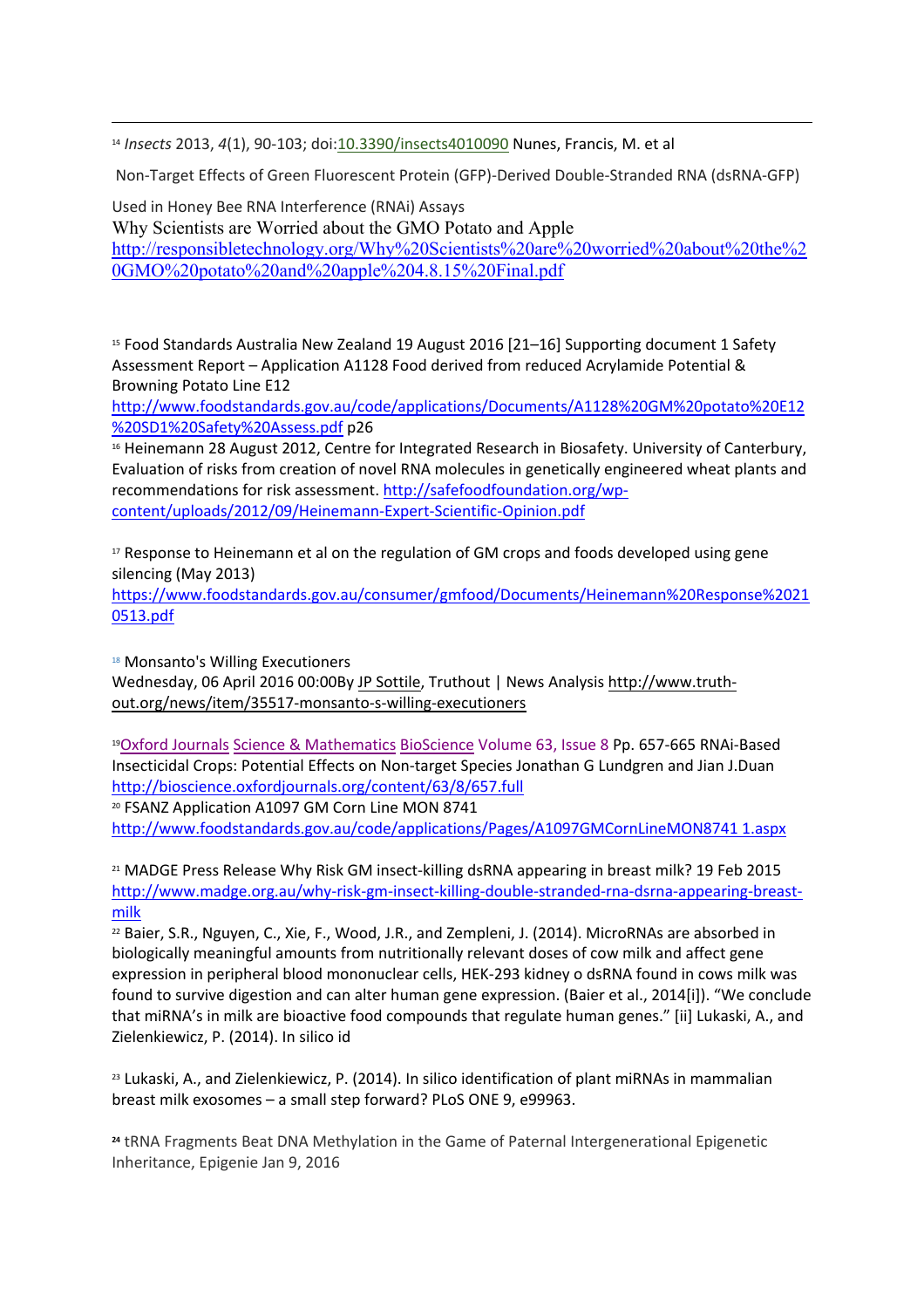[14] *Insects* 2013, *4*(1), 90-103; doi:10.3390/insects4010090 Nunes, Francis, M. et al

Non-Target Effects of Green Fluorescent Protein (GFP)-Derived Double-Stranded RNA (dsRNA-GFP)

Used in Honey Bee RNA Interference (RNAi) Assays

Why Scientists are Worried about the GMO Potato and Apple
http://responsibletechnology.org/Why%20Scientists%20are%20worried%20about%20the%20GMO%20potato%20and%20apple%204.8.15%20Final.pdf

[15] Food Standards Australia New Zealand 19 August 2016 [21–16] Supporting document 1 Safety Assessment Report – Application A1128 Food derived from reduced Acrylamide Potential & Browning Potato Line E12
http://www.foodstandards.gov.au/code/applications/Documents/A1128%20GM%20potato%20E12%20SD1%20Safety%20Assess.pdf p26

[16] Heinemann 28 August 2012, Centre for Integrated Research in Biosafety. University of Canterbury, Evaluation of risks from creation of novel RNA molecules in genetically engineered wheat plants and recommendations for risk assessment. http://safefoodfoundation.org/wp-content/uploads/2012/09/Heinemann-Expert-Scientific-Opinion.pdf

[17] Response to Heinemann et al on the regulation of GM crops and foods developed using gene silencing (May 2013)
https://www.foodstandards.gov.au/consumer/gmfood/Documents/Heinemann%20Response%20210513.pdf

[18] Monsanto's Willing Executioners
Wednesday, 06 April 2016 00:00By JP Sottile, Truthout | News Analysis http://www.truth-out.org/news/item/35517-monsanto-s-willing-executioners

[19] Oxford Journals Science & Mathematics BioScience Volume 63, Issue 8 Pp. 657-665 RNAi-Based Insecticidal Crops: Potential Effects on Non-target Species Jonathan G Lundgren and Jian J.Duan
http://bioscience.oxfordjournals.org/content/63/8/657.full

[20] FSANZ Application A1097 GM Corn Line MON 8741
http://www.foodstandards.gov.au/code/applications/Pages/A1097GMCornLineMON8741 1.aspx

[21] MADGE Press Release Why Risk GM insect-killing dsRNA appearing in breast milk? 19 Feb 2015
http://www.madge.org.au/why-risk-gm-insect-killing-double-stranded-rna-dsrna-appearing-breast-milk

[22] Baier, S.R., Nguyen, C., Xie, F., Wood, J.R., and Zempleni, J. (2014). MicroRNAs are absorbed in biologically meaningful amounts from nutritionally relevant doses of cow milk and affect gene expression in peripheral blood mononuclear cells, HEK-293 kidney o dsRNA found in cows milk was found to survive digestion and can alter human gene expression. (Baier et al., 2014[i]). "We conclude that miRNA's in milk are bioactive food compounds that regulate human genes." [ii] Lukaski, A., and Zielenkiewicz, P. (2014). In silico id

[23] Lukaski, A., and Zielenkiewicz, P. (2014). In silico identification of plant miRNAs in mammalian breast milk exosomes – a small step forward? PLoS ONE 9, e99963.

[24] tRNA Fragments Beat DNA Methylation in the Game of Paternal Intergenerational Epigenetic Inheritance, Epigenie Jan 9, 2016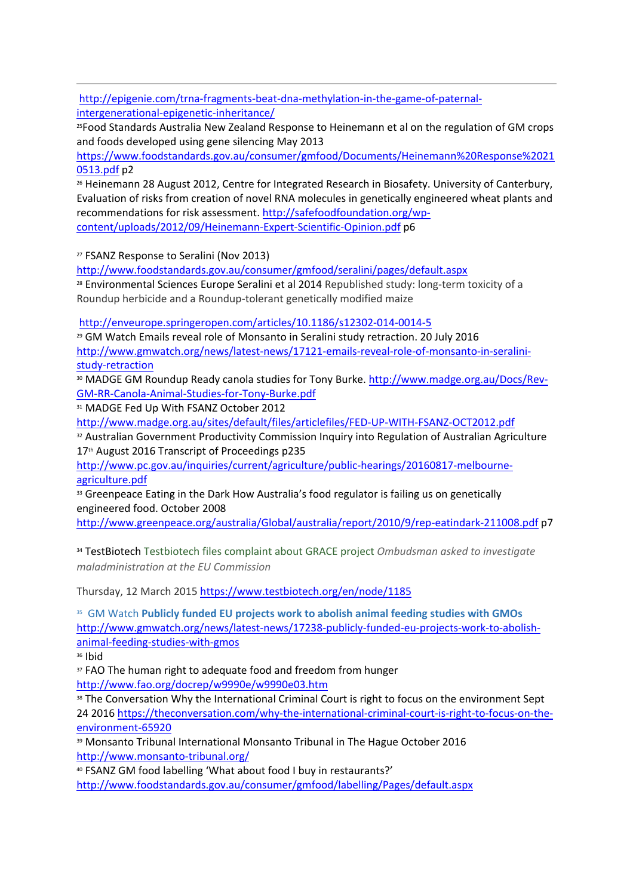http://epigenie.com/trna-fragments-beat-dna-methylation-in-the-game-of-paternal-intergenerational-epigenetic-inheritance/

[25] Food Standards Australia New Zealand Response to Heinemann et al on the regulation of GM crops and foods developed using gene silencing May 2013 https://www.foodstandards.gov.au/consumer/gmfood/Documents/Heinemann%20Response%20210513.pdf p2

[26] Heinemann 28 August 2012, Centre for Integrated Research in Biosafety. University of Canterbury, Evaluation of risks from creation of novel RNA molecules in genetically engineered wheat plants and recommendations for risk assessment. http://safefoodfoundation.org/wp-content/uploads/2012/09/Heinemann-Expert-Scientific-Opinion.pdf p6

[27] FSANZ Response to Seralini (Nov 2013) http://www.foodstandards.gov.au/consumer/gmfood/seralini/pages/default.aspx

[28] Environmental Sciences Europe Seralini et al 2014 Republished study: long-term toxicity of a Roundup herbicide and a Roundup-tolerant genetically modified maize

http://enveurope.springeropen.com/articles/10.1186/s12302-014-0014-5

[29] GM Watch Emails reveal role of Monsanto in Seralini study retraction. 20 July 2016 http://www.gmwatch.org/news/latest-news/17121-emails-reveal-role-of-monsanto-in-seralini-study-retraction

[30] MADGE GM Roundup Ready canola studies for Tony Burke. http://www.madge.org.au/Docs/Rev-GM-RR-Canola-Animal-Studies-for-Tony-Burke.pdf

[31] MADGE Fed Up With FSANZ October 2012 http://www.madge.org.au/sites/default/files/articlefiles/FED-UP-WITH-FSANZ-OCT2012.pdf

[32] Australian Government Productivity Commission Inquiry into Regulation of Australian Agriculture 17th August 2016 Transcript of Proceedings p235 http://www.pc.gov.au/inquiries/current/agriculture/public-hearings/20160817-melbourne-agriculture.pdf

[33] Greenpeace Eating in the Dark How Australia's food regulator is failing us on genetically engineered food. October 2008 http://www.greenpeace.org/australia/Global/australia/report/2010/9/rep-eatindark-211008.pdf p7

[34] TestBiotech Testbiotech files complaint about GRACE project *Ombudsman asked to investigate maladministration at the EU Commission*

Thursday, 12 March 2015 https://www.testbiotech.org/en/node/1185

[35] GM Watch **Publicly funded EU projects work to abolish animal feeding studies with GMOs** http://www.gmwatch.org/news/latest-news/17238-publicly-funded-eu-projects-work-to-abolish-animal-feeding-studies-with-gmos

[36] Ibid

[37] FAO The human right to adequate food and freedom from hunger http://www.fao.org/docrep/w9990e/w9990e03.htm

[38] The Conversation Why the International Criminal Court is right to focus on the environment Sept 24 2016 https://theconversation.com/why-the-international-criminal-court-is-right-to-focus-on-the-environment-65920

[39] Monsanto Tribunal International Monsanto Tribunal in The Hague October 2016 http://www.monsanto-tribunal.org/

[40] FSANZ GM food labelling 'What about food I buy in restaurants?' http://www.foodstandards.gov.au/consumer/gmfood/labelling/Pages/default.aspx